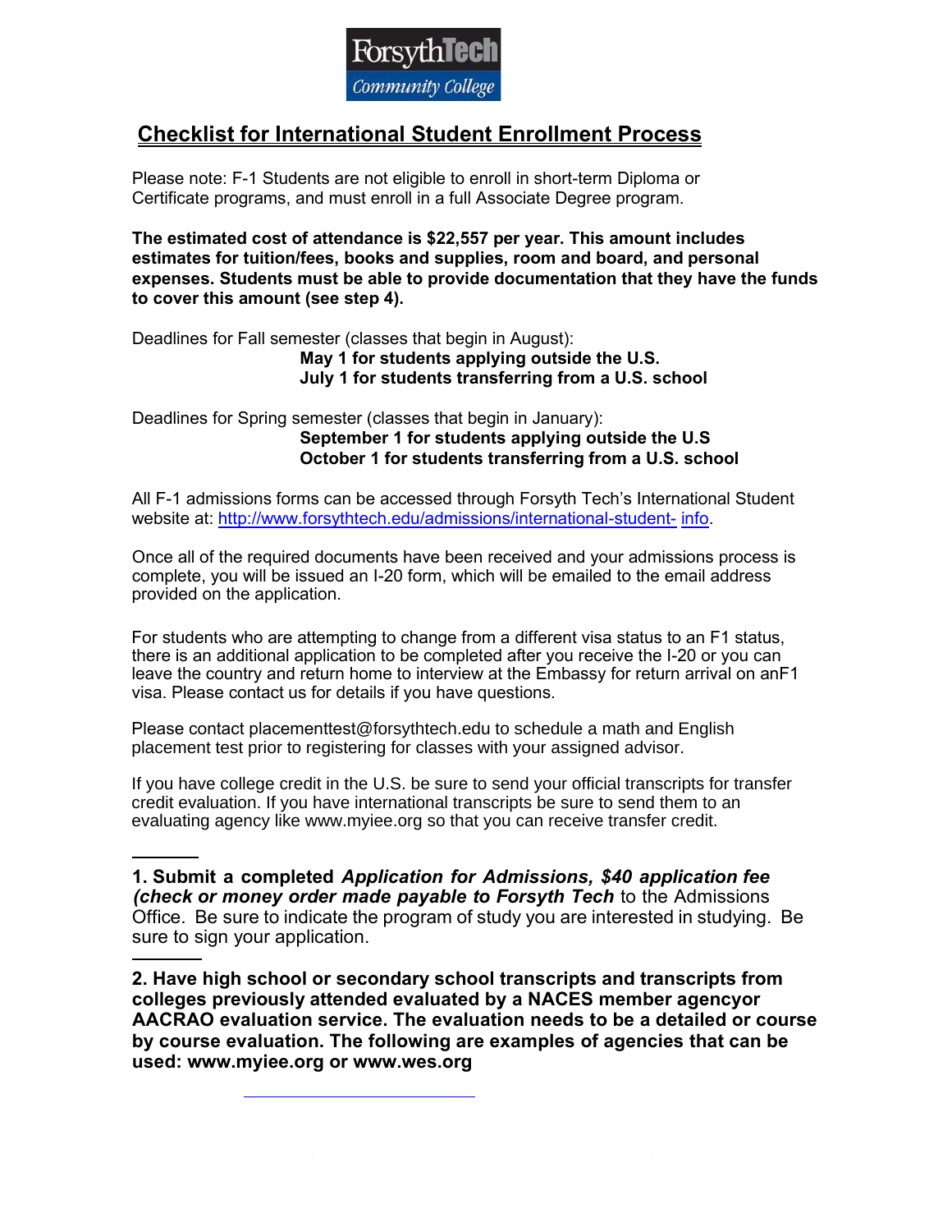ForsythTech Community College

# Checklist for International Student Enrollment Process

Please note: F-1 Students are not eligible to enroll in short-term Diploma or Certificate programs, and must enroll in a full Associate Degree program.

**The estimated cost of attendance is $22,557 per year. This amount includes estimates for tuition/fees, books and supplies, room and board, and personal expenses. Students must be able to provide documentation that they have the funds to cover this amount (see step 4).**

Deadlines for Fall semester (classes that begin in August):
**May 1 for students applying outside the U.S.**
**July 1 for students transferring from a U.S. school**

Deadlines for Spring semester (classes that begin in January):
**September 1 for students applying outside the U.S**
**October 1 for students transferring from a U.S. school**

All F-1 admissions forms can be accessed through Forsyth Tech's International Student website at: http://www.forsythtech.edu/admissions/international-student- info.

Once all of the required documents have been received and your admissions process is complete, you will be issued an I-20 form, which will be emailed to the email address provided on the application.

For students who are attempting to change from a different visa status to an F1 status, there is an additional application to be completed after you receive the I-20 or you can leave the country and return home to interview at the Embassy for return arrival on anF1 visa. Please contact us for details if you have questions.

Please contact placementtest@forsythtech.edu to schedule a math and English placement test prior to registering for classes with your assigned advisor.

If you have college credit in the U.S. be sure to send your official transcripts for transfer credit evaluation. If you have international transcripts be sure to send them to an evaluating agency like www.myiee.org so that you can receive transfer credit.

______

**1. Submit a completed *Application for Admissions, $40 application fee (check or money order made payable to Forsyth Tech*** to the Admissions Office. Be sure to indicate the program of study you are interested in studying. Be sure to sign your application.

______

**2. Have high school or secondary school transcripts and transcripts from colleges previously attended evaluated by a NACES member agencyor AACRAO evaluation service. The evaluation needs to be a detailed or course by course evaluation. The following are examples of agencies that can be used: www.myiee.org or www.wes.org**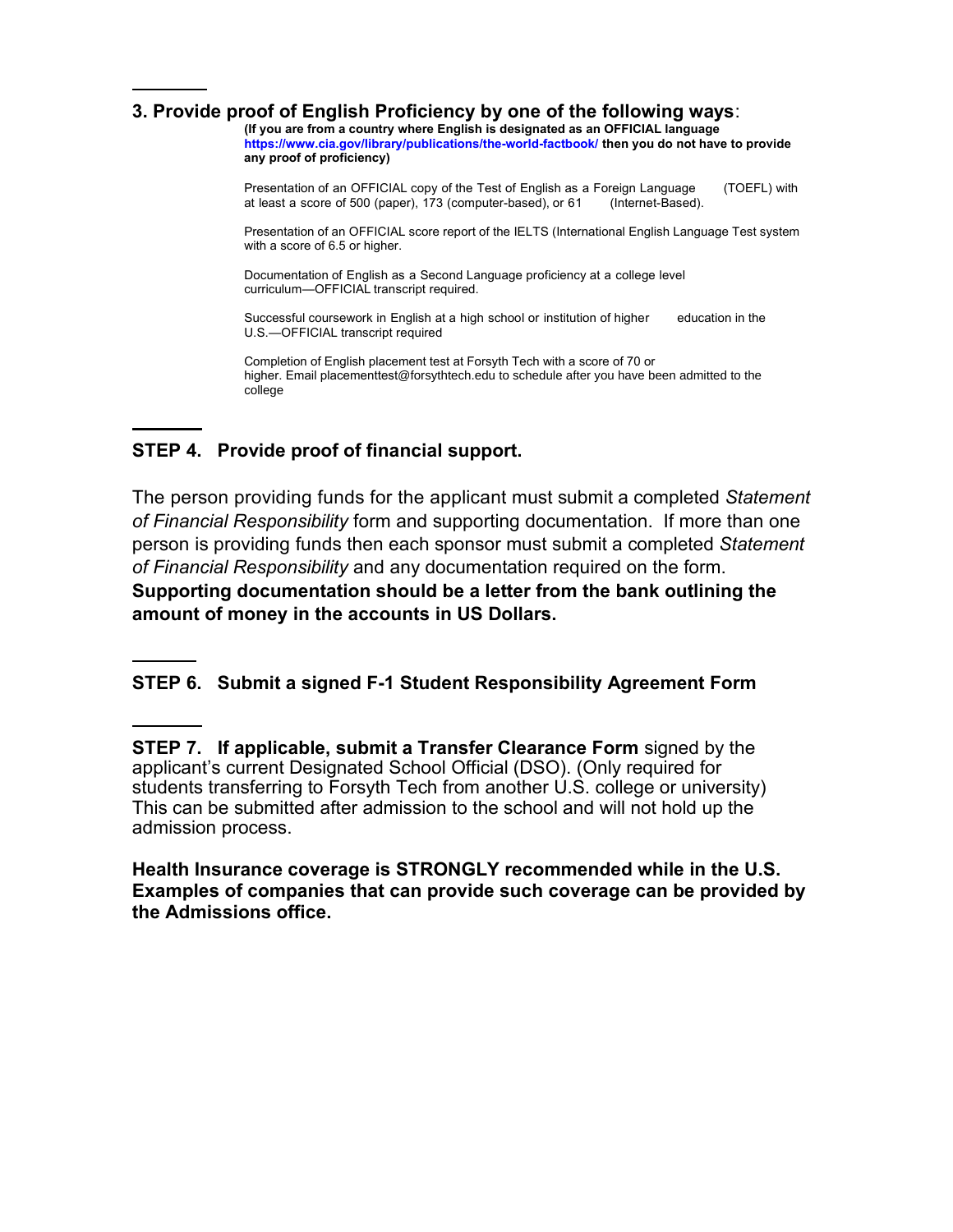## 3. Provide proof of English Proficiency by one of the following ways:

**(If you are from a country where English is designated as an OFFICIAL language https://www.cia.gov/library/publications/the-world-factbook/ then you do not have to provide any proof of proficiency)**

Presentation of an OFFICIAL copy of the Test of English as a Foreign Language (TOEFL) with at least a score of 500 (paper), 173 (computer-based), or 61 (Internet-Based).

Presentation of an OFFICIAL score report of the IELTS (International English Language Test system with a score of 6.5 or higher.

Documentation of English as a Second Language proficiency at a college level curriculum—OFFICIAL transcript required.

Successful coursework in English at a high school or institution of higher education in the U.S.—OFFICIAL transcript required

Completion of English placement test at Forsyth Tech with a score of 70 or higher. Email placementtest@forsythtech.edu to schedule after you have been admitted to the college

## STEP 4. Provide proof of financial support.

The person providing funds for the applicant must submit a completed *Statement of Financial Responsibility* form and supporting documentation. If more than one person is providing funds then each sponsor must submit a completed *Statement of Financial Responsibility* and any documentation required on the form. **Supporting documentation should be a letter from the bank outlining the amount of money in the accounts in US Dollars.**

## STEP 6. Submit a signed F-1 Student Responsibility Agreement Form

**STEP 7. If applicable, submit a Transfer Clearance Form** signed by the applicant's current Designated School Official (DSO). (Only required for students transferring to Forsyth Tech from another U.S. college or university) This can be submitted after admission to the school and will not hold up the admission process.

**Health Insurance coverage is STRONGLY recommended while in the U.S. Examples of companies that can provide such coverage can be provided by the Admissions office.**